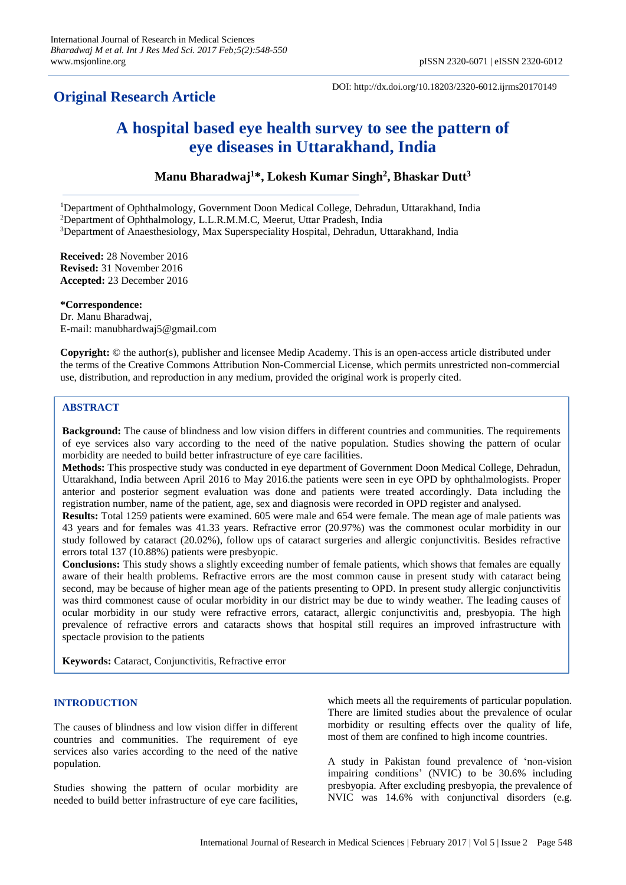## Original Research Article

DOI: http://dx.doi.org/10.18203/2320-6012.ijrms20170149

# A hospital based eye health survey to see the pattern of eye diseases in Uttarakhand, India

**Manu Bharadwaj[1]*, Lokesh Kumar Singh[2], Bhaskar Dutt[3]**

[1]Department of Ophthalmology, Government Doon Medical College, Dehradun, Uttarakhand, India
[2]Department of Ophthalmology, L.L.R.M.M.C, Meerut, Uttar Pradesh, India
[3]Department of Anaesthesiology, Max Superspeciality Hospital, Dehradun, Uttarakhand, India

**Received:** 28 November 2016
**Revised:** 31 November 2016
**Accepted:** 23 December 2016

***Correspondence:**
Dr. Manu Bharadwaj,
E-mail: manubhardwaj5@gmail.com

**Copyright:** © the author(s), publisher and licensee Medip Academy. This is an open-access article distributed under the terms of the Creative Commons Attribution Non-Commercial License, which permits unrestricted non-commercial use, distribution, and reproduction in any medium, provided the original work is properly cited.

## ABSTRACT

**Background:** The cause of blindness and low vision differs in different countries and communities. The requirements of eye services also vary according to the need of the native population. Studies showing the pattern of ocular morbidity are needed to build better infrastructure of eye care facilities.

**Methods:** This prospective study was conducted in eye department of Government Doon Medical College, Dehradun, Uttarakhand, India between April 2016 to May 2016.the patients were seen in eye OPD by ophthalmologists. Proper anterior and posterior segment evaluation was done and patients were treated accordingly. Data including the registration number, name of the patient, age, sex and diagnosis were recorded in OPD register and analysed.

**Results:** Total 1259 patients were examined. 605 were male and 654 were female. The mean age of male patients was 43 years and for females was 41.33 years. Refractive error (20.97%) was the commonest ocular morbidity in our study followed by cataract (20.02%), follow ups of cataract surgeries and allergic conjunctivitis. Besides refractive errors total 137 (10.88%) patients were presbyopic.

**Conclusions:** This study shows a slightly exceeding number of female patients, which shows that females are equally aware of their health problems. Refractive errors are the most common cause in present study with cataract being second, may be because of higher mean age of the patients presenting to OPD. In present study allergic conjunctivitis was third commonest cause of ocular morbidity in our district may be due to windy weather. The leading causes of ocular morbidity in our study were refractive errors, cataract, allergic conjunctivitis and, presbyopia. The high prevalence of refractive errors and cataracts shows that hospital still requires an improved infrastructure with spectacle provision to the patients

**Keywords:** Cataract, Conjunctivitis, Refractive error

## INTRODUCTION

The causes of blindness and low vision differ in different countries and communities. The requirement of eye services also varies according to the need of the native population.

Studies showing the pattern of ocular morbidity are needed to build better infrastructure of eye care facilities, which meets all the requirements of particular population. There are limited studies about the prevalence of ocular morbidity or resulting effects over the quality of life, most of them are confined to high income countries.

A study in Pakistan found prevalence of 'non-vision impairing conditions' (NVIC) to be 30.6% including presbyopia. After excluding presbyopia, the prevalence of NVIC was 14.6% with conjunctival disorders (e.g.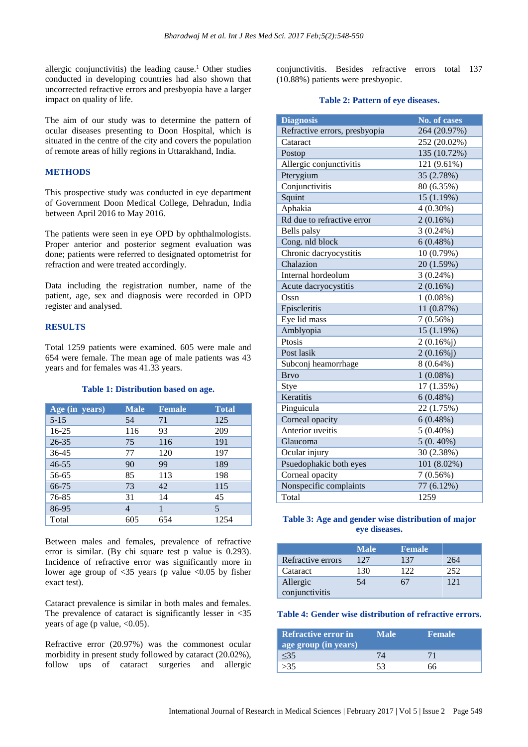allergic conjunctivitis) the leading cause.[1] Other studies conducted in developing countries had also shown that uncorrected refractive errors and presbyopia have a larger impact on quality of life.

The aim of our study was to determine the pattern of ocular diseases presenting to Doon Hospital, which is situated in the centre of the city and covers the population of remote areas of hilly regions in Uttarakhand, India.

## METHODS

This prospective study was conducted in eye department of Government Doon Medical College, Dehradun, India between April 2016 to May 2016.

The patients were seen in eye OPD by ophthalmologists. Proper anterior and posterior segment evaluation was done; patients were referred to designated optometrist for refraction and were treated accordingly.

Data including the registration number, name of the patient, age, sex and diagnosis were recorded in OPD register and analysed.

## RESULTS

Total 1259 patients were examined. 605 were male and 654 were female. The mean age of male patients was 43 years and for females was 41.33 years.

**Table 1: Distribution based on age.**

| Age (in years) | Male | Female | Total |
|---|---|---|---|
| 5-15 | 54 | 71 | 125 |
| 16-25 | 116 | 93 | 209 |
| 26-35 | 75 | 116 | 191 |
| 36-45 | 77 | 120 | 197 |
| 46-55 | 90 | 99 | 189 |
| 56-65 | 85 | 113 | 198 |
| 66-75 | 73 | 42 | 115 |
| 76-85 | 31 | 14 | 45 |
| 86-95 | 4 | 1 | 5 |
| Total | 605 | 654 | 1254 |

Between males and females, prevalence of refractive error is similar. (By chi square test p value is 0.293). Incidence of refractive error was significantly more in lower age group of <35 years (p value <0.05 by fisher exact test).

Cataract prevalence is similar in both males and females. The prevalence of cataract is significantly lesser in <35 years of age (p value, <0.05).

Refractive error (20.97%) was the commonest ocular morbidity in present study followed by cataract (20.02%), follow ups of cataract surgeries and allergic conjunctivitis. Besides refractive errors total 137 (10.88%) patients were presbyopic.

**Table 2: Pattern of eye diseases.**

| Diagnosis | No. of cases |
|---|---|
| Refractive errors, presbyopia | 264 (20.97%) |
| Cataract | 252 (20.02%) |
| Postop | 135 (10.72%) |
| Allergic conjunctivitis | 121 (9.61%) |
| Pterygium | 35 (2.78%) |
| Conjunctivitis | 80 (6.35%) |
| Squint | 15 (1.19%) |
| Aphakia | 4 (0.30%) |
| Rd due to refractive error | 2 (0.16%) |
| Bells palsy | 3 (0.24%) |
| Cong. nld block | 6 (0.48%) |
| Chronic dacryocystitis | 10 (0.79%) |
| Chalazion | 20 (1.59%) |
| Internal hordeolum | 3 (0.24%) |
| Acute dacryocystitis | 2 (0.16%) |
| Ossn | 1 (0.08%) |
| Episcleritis | 11 (0.87%) |
| Eye lid mass | 7 (0.56%) |
| Amblyopia | 15 (1.19%) |
| Ptosis | 2 (0.16%j) |
| Post lasik | 2 (0.16%j) |
| Subconj heamorrhage | 8 (0.64%) |
| Brvo | 1 (0.08%) |
| Stye | 17 (1.35%) |
| Keratitis | 6 (0.48%) |
| Pinguicula | 22 (1.75%) |
| Corneal opacity | 6 (0.48%) |
| Anterior uveitis | 5 (0.40%) |
| Glaucoma | 5 (0. 40%) |
| Ocular injury | 30 (2.38%) |
| Psuedophakic both eyes | 101 (8.02%) |
| Corneal opacity | 7 (0.56%) |
| Nonspecific complaints | 77 (6.12%) |
| Total | 1259 |

**Table 3: Age and gender wise distribution of major eye diseases.**

| | Male | Female | |
|---|---|---|---|
| Refractive errors | 127 | 137 | 264 |
| Cataract | 130 | 122 | 252 |
| Allergic conjunctivitis | 54 | 67 | 121 |

**Table 4: Gender wise distribution of refractive errors.**

| Refractive error in age group (in years) | Male | Female |
|---|---|---|
| ≤35 | 74 | 71 |
| >35 | 53 | 66 |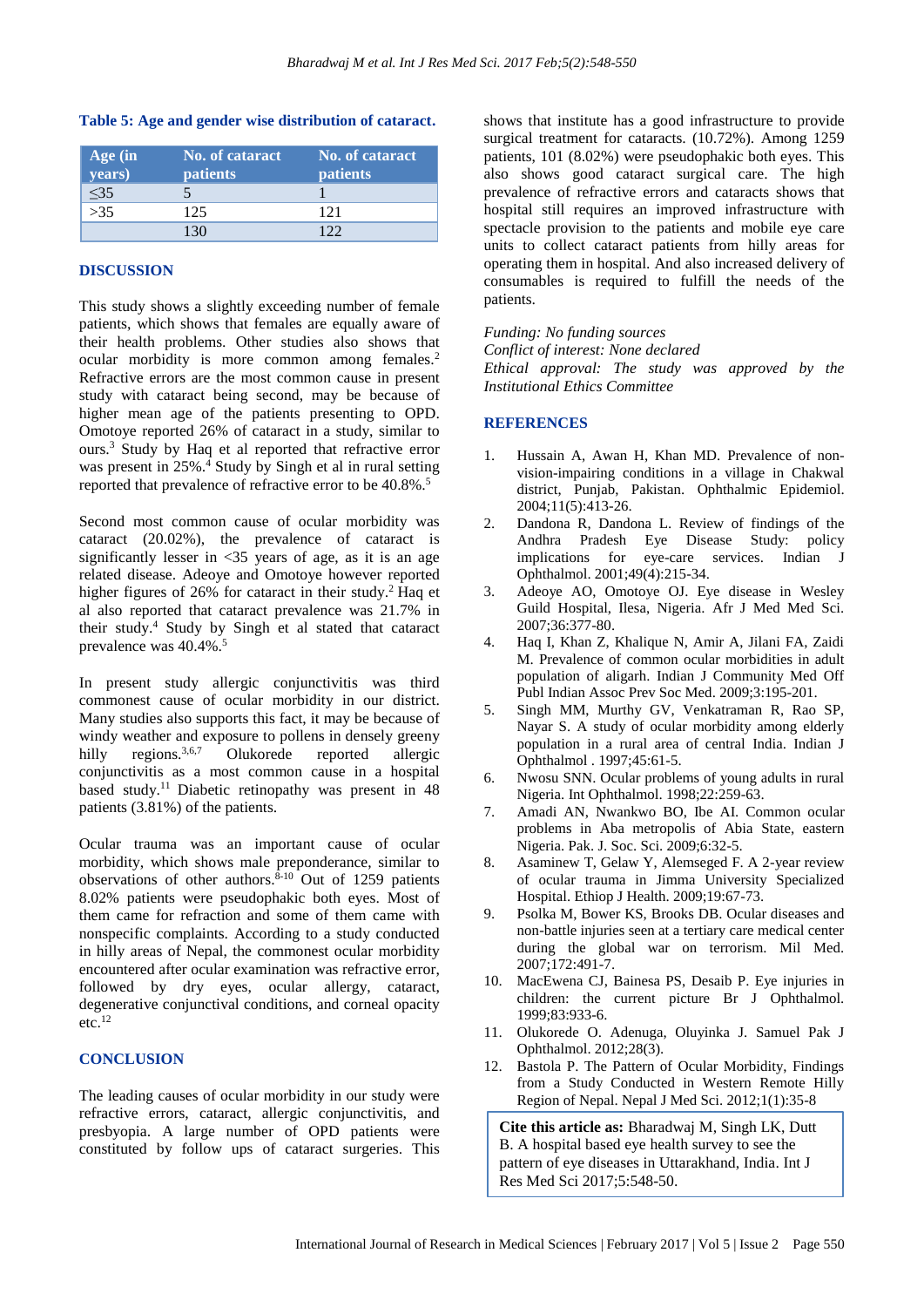**Table 5: Age and gender wise distribution of cataract.**

| Age (in years) | No. of cataract patients | No. of cataract patients |
|---|---|---|
| ≤35 | 5 | 1 |
| >35 | 125 | 121 |
| | 130 | 122 |

## DISCUSSION

This study shows a slightly exceeding number of female patients, which shows that females are equally aware of their health problems. Other studies also shows that ocular morbidity is more common among females.[2] Refractive errors are the most common cause in present study with cataract being second, may be because of higher mean age of the patients presenting to OPD. Omotoye reported 26% of cataract in a study, similar to ours.[3] Study by Haq et al reported that refractive error was present in 25%.[4] Study by Singh et al in rural setting reported that prevalence of refractive error to be 40.8%.[5]

Second most common cause of ocular morbidity was cataract (20.02%), the prevalence of cataract is significantly lesser in <35 years of age, as it is an age related disease. Adeoye and Omotoye however reported higher figures of 26% for cataract in their study.[2] Haq et al also reported that cataract prevalence was 21.7% in their study.[4] Study by Singh et al stated that cataract prevalence was 40.4%.[5]

In present study allergic conjunctivitis was third commonest cause of ocular morbidity in our district. Many studies also supports this fact, it may be because of windy weather and exposure to pollens in densely greeny hilly regions.[3,6,7] Olukorede reported allergic conjunctivitis as a most common cause in a hospital based study.[11] Diabetic retinopathy was present in 48 patients (3.81%) of the patients.

Ocular trauma was an important cause of ocular morbidity, which shows male preponderance, similar to observations of other authors.[8-10] Out of 1259 patients 8.02% patients were pseudophakic both eyes. Most of them came for refraction and some of them came with nonspecific complaints. According to a study conducted in hilly areas of Nepal, the commonest ocular morbidity encountered after ocular examination was refractive error, followed by dry eyes, ocular allergy, cataract, degenerative conjunctival conditions, and corneal opacity etc.[12]

## CONCLUSION

The leading causes of ocular morbidity in our study were refractive errors, cataract, allergic conjunctivitis, and presbyopia. A large number of OPD patients were constituted by follow ups of cataract surgeries. This shows that institute has a good infrastructure to provide surgical treatment for cataracts. (10.72%). Among 1259 patients, 101 (8.02%) were pseudophakic both eyes. This also shows good cataract surgical care. The high prevalence of refractive errors and cataracts shows that hospital still requires an improved infrastructure with spectacle provision to the patients and mobile eye care units to collect cataract patients from hilly areas for operating them in hospital. And also increased delivery of consumables is required to fulfill the needs of the patients.

*Funding: No funding sources*
*Conflict of interest: None declared*
*Ethical approval: The study was approved by the Institutional Ethics Committee*

## REFERENCES

1. Hussain A, Awan H, Khan MD. Prevalence of non-vision-impairing conditions in a village in Chakwal district, Punjab, Pakistan. Ophthalmic Epidemiol. 2004;11(5):413-26.
2. Dandona R, Dandona L. Review of findings of the Andhra Pradesh Eye Disease Study: policy implications for eye-care services. Indian J Ophthalmol. 2001;49(4):215-34.
3. Adeoye AO, Omotoye OJ. Eye disease in Wesley Guild Hospital, Ilesa, Nigeria. Afr J Med Med Sci. 2007;36:377-80.
4. Haq I, Khan Z, Khalique N, Amir A, Jilani FA, Zaidi M. Prevalence of common ocular morbidities in adult population of aligarh. Indian J Community Med Off Publ Indian Assoc Prev Soc Med. 2009;3:195-201.
5. Singh MM, Murthy GV, Venkatraman R, Rao SP, Nayar S. A study of ocular morbidity among elderly population in a rural area of central India. Indian J Ophthalmol . 1997;45:61-5.
6. Nwosu SNN. Ocular problems of young adults in rural Nigeria. Int Ophthalmol. 1998;22:259-63.
7. Amadi AN, Nwankwo BO, Ibe AI. Common ocular problems in Aba metropolis of Abia State, eastern Nigeria. Pak. J. Soc. Sci. 2009;6:32-5.
8. Asaminew T, Gelaw Y, Alemseged F. A 2-year review of ocular trauma in Jimma University Specialized Hospital. Ethiop J Health. 2009;19:67-73.
9. Psolka M, Bower KS, Brooks DB. Ocular diseases and non-battle injuries seen at a tertiary care medical center during the global war on terrorism. Mil Med. 2007;172:491-7.
10. MacEwena CJ, Bainesa PS, Desaib P. Eye injuries in children: the current picture Br J Ophthalmol. 1999;83:933-6.
11. Olukorede O. Adenuga, Oluyinka J. Samuel Pak J Ophthalmol. 2012;28(3).
12. Bastola P. The Pattern of Ocular Morbidity, Findings from a Study Conducted in Western Remote Hilly Region of Nepal. Nepal J Med Sci. 2012;1(1):35-8

**Cite this article as:** Bharadwaj M, Singh LK, Dutt B. A hospital based eye health survey to see the pattern of eye diseases in Uttarakhand, India. Int J Res Med Sci 2017;5:548-50.